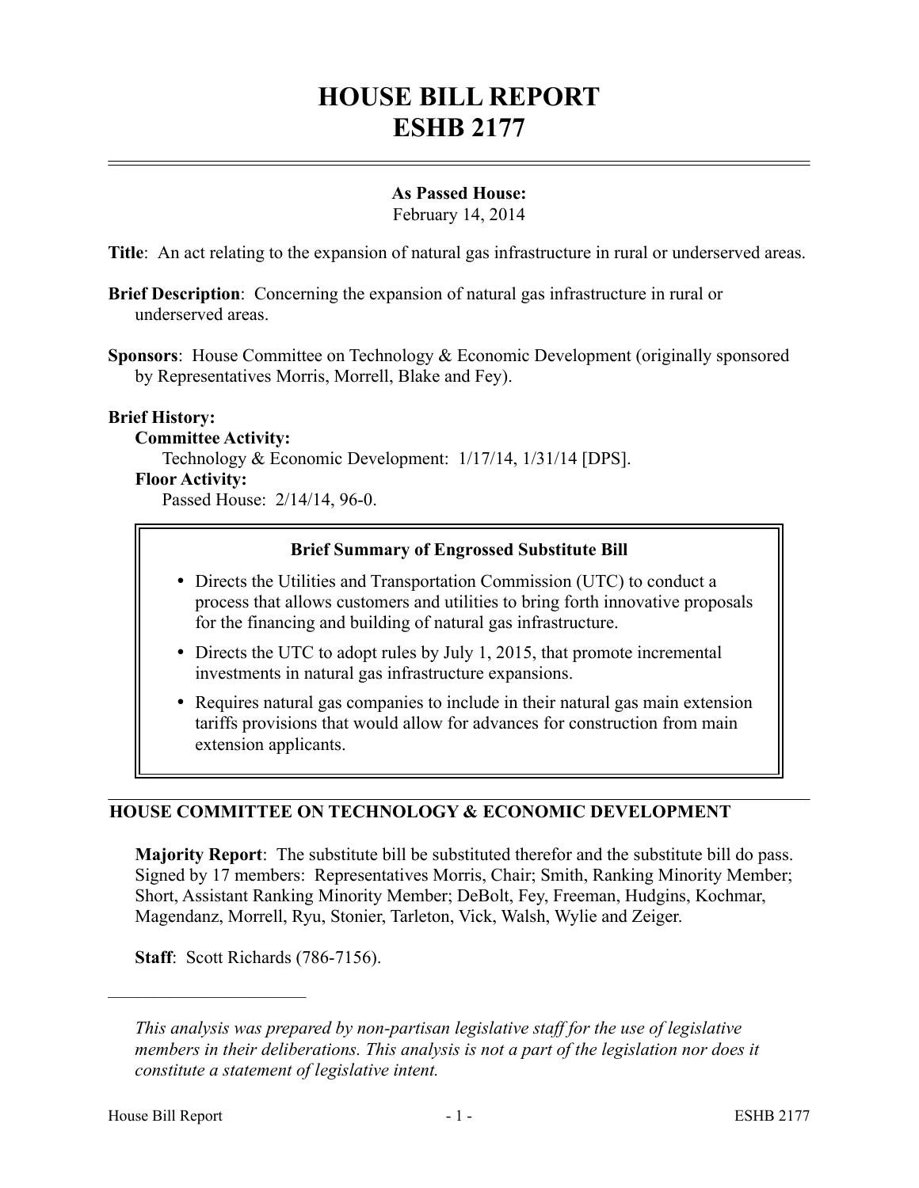# HOUSE BILL REPORT
# ESHB 2177

**As Passed House:**
February 14, 2014

**Title**: An act relating to the expansion of natural gas infrastructure in rural or underserved areas.

**Brief Description**: Concerning the expansion of natural gas infrastructure in rural or underserved areas.

**Sponsors**: House Committee on Technology & Economic Development (originally sponsored by Representatives Morris, Morrell, Blake and Fey).

**Brief History:**

**Committee Activity:**

Technology & Economic Development: 1/17/14, 1/31/14 [DPS].

**Floor Activity:**

Passed House: 2/14/14, 96-0.

> **Brief Summary of Engrossed Substitute Bill**
>
> - Directs the Utilities and Transportation Commission (UTC) to conduct a process that allows customers and utilities to bring forth innovative proposals for the financing and building of natural gas infrastructure.
> - Directs the UTC to adopt rules by July 1, 2015, that promote incremental investments in natural gas infrastructure expansions.
> - Requires natural gas companies to include in their natural gas main extension tariffs provisions that would allow for advances for construction from main extension applicants.

## HOUSE COMMITTEE ON TECHNOLOGY & ECONOMIC DEVELOPMENT

**Majority Report**: The substitute bill be substituted therefor and the substitute bill do pass. Signed by 17 members: Representatives Morris, Chair; Smith, Ranking Minority Member; Short, Assistant Ranking Minority Member; DeBolt, Fey, Freeman, Hudgins, Kochmar, Magendanz, Morrell, Ryu, Stonier, Tarleton, Vick, Walsh, Wylie and Zeiger.

**Staff**: Scott Richards (786-7156).

---

*This analysis was prepared by non-partisan legislative staff for the use of legislative members in their deliberations. This analysis is not a part of the legislation nor does it constitute a statement of legislative intent.*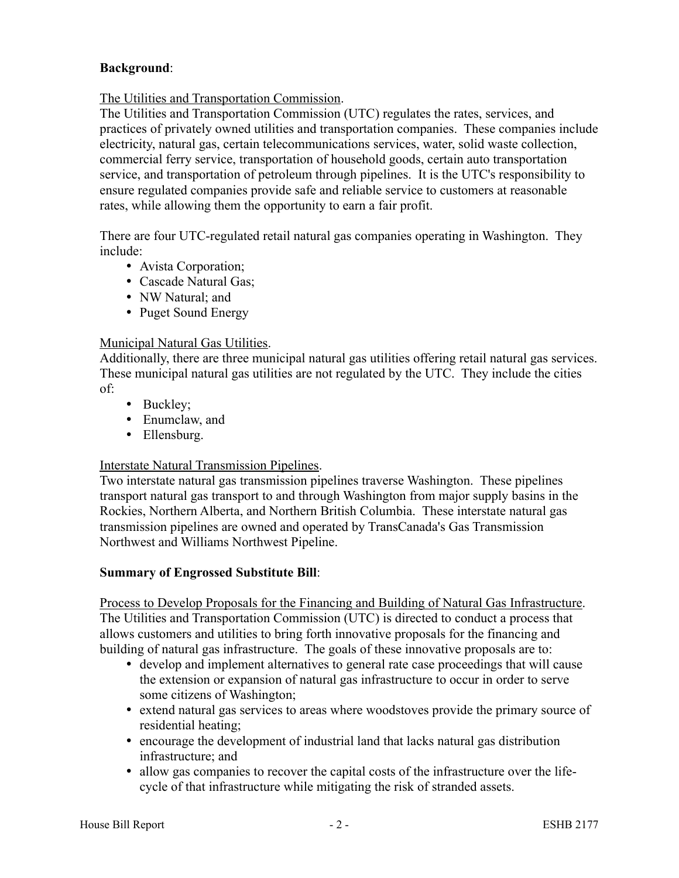**Background**:

The Utilities and Transportation Commission.
The Utilities and Transportation Commission (UTC) regulates the rates, services, and practices of privately owned utilities and transportation companies. These companies include electricity, natural gas, certain telecommunications services, water, solid waste collection, commercial ferry service, transportation of household goods, certain auto transportation service, and transportation of petroleum through pipelines. It is the UTC's responsibility to ensure regulated companies provide safe and reliable service to customers at reasonable rates, while allowing them the opportunity to earn a fair profit.

There are four UTC-regulated retail natural gas companies operating in Washington. They include:

- Avista Corporation;
- Cascade Natural Gas;
- NW Natural; and
- Puget Sound Energy

Municipal Natural Gas Utilities.
Additionally, there are three municipal natural gas utilities offering retail natural gas services. These municipal natural gas utilities are not regulated by the UTC. They include the cities of:

- Buckley;
- Enumclaw, and
- Ellensburg.

Interstate Natural Transmission Pipelines.
Two interstate natural gas transmission pipelines traverse Washington. These pipelines transport natural gas transport to and through Washington from major supply basins in the Rockies, Northern Alberta, and Northern British Columbia. These interstate natural gas transmission pipelines are owned and operated by TransCanada's Gas Transmission Northwest and Williams Northwest Pipeline.

**Summary of Engrossed Substitute Bill**:

Process to Develop Proposals for the Financing and Building of Natural Gas Infrastructure.
The Utilities and Transportation Commission (UTC) is directed to conduct a process that allows customers and utilities to bring forth innovative proposals for the financing and building of natural gas infrastructure. The goals of these innovative proposals are to:

- develop and implement alternatives to general rate case proceedings that will cause the extension or expansion of natural gas infrastructure to occur in order to serve some citizens of Washington;
- extend natural gas services to areas where woodstoves provide the primary source of residential heating;
- encourage the development of industrial land that lacks natural gas distribution infrastructure; and
- allow gas companies to recover the capital costs of the infrastructure over the life-cycle of that infrastructure while mitigating the risk of stranded assets.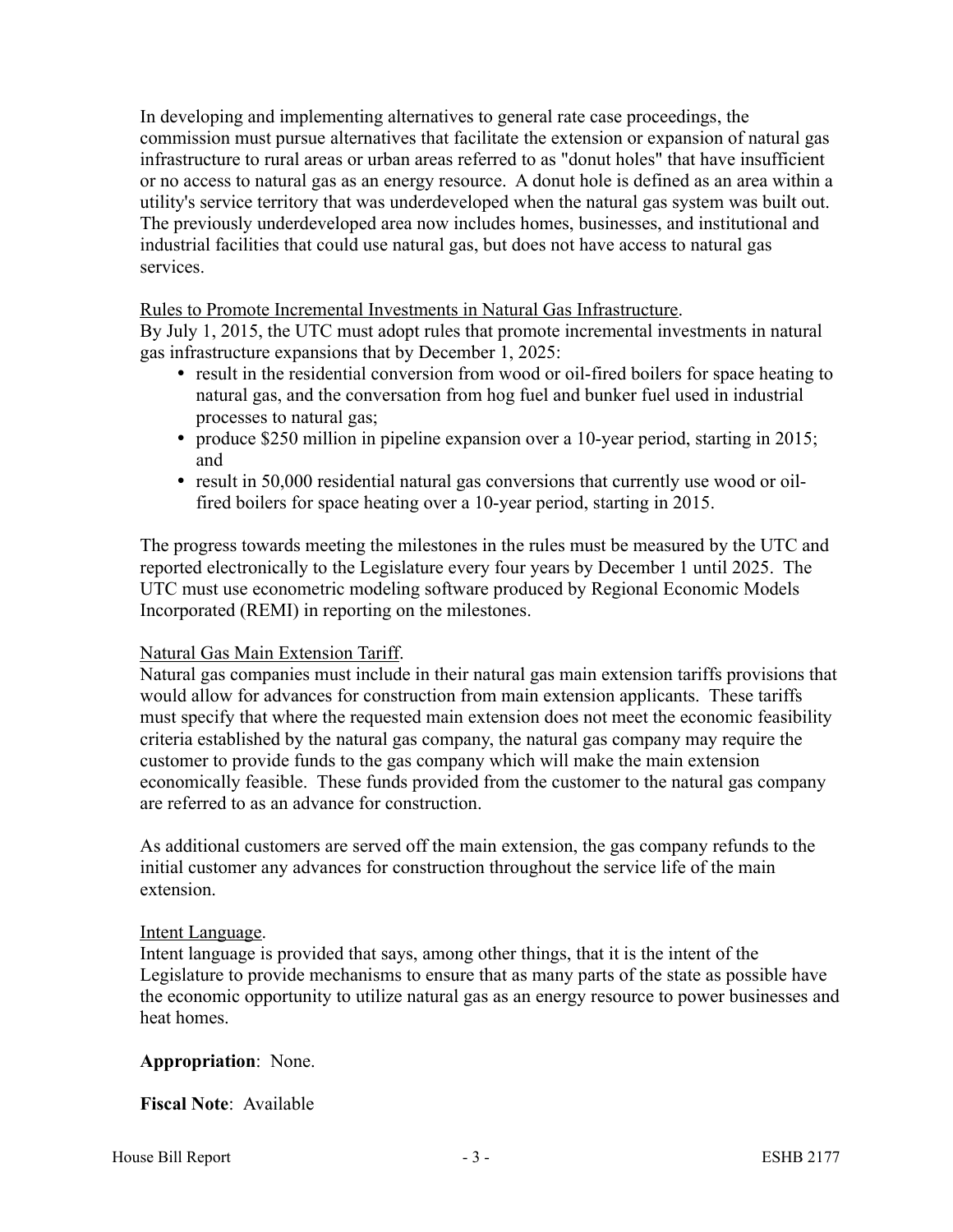In developing and implementing alternatives to general rate case proceedings, the commission must pursue alternatives that facilitate the extension or expansion of natural gas infrastructure to rural areas or urban areas referred to as "donut holes" that have insufficient or no access to natural gas as an energy resource. A donut hole is defined as an area within a utility's service territory that was underdeveloped when the natural gas system was built out. The previously underdeveloped area now includes homes, businesses, and institutional and industrial facilities that could use natural gas, but does not have access to natural gas services.

<u>Rules to Promote Incremental Investments in Natural Gas Infrastructure</u>.
By July 1, 2015, the UTC must adopt rules that promote incremental investments in natural gas infrastructure expansions that by December 1, 2025:

- result in the residential conversion from wood or oil-fired boilers for space heating to natural gas, and the conversation from hog fuel and bunker fuel used in industrial processes to natural gas;
- produce $250 million in pipeline expansion over a 10-year period, starting in 2015; and
- result in 50,000 residential natural gas conversions that currently use wood or oil-fired boilers for space heating over a 10-year period, starting in 2015.

The progress towards meeting the milestones in the rules must be measured by the UTC and reported electronically to the Legislature every four years by December 1 until 2025. The UTC must use econometric modeling software produced by Regional Economic Models Incorporated (REMI) in reporting on the milestones.

<u>Natural Gas Main Extension Tariff</u>.
Natural gas companies must include in their natural gas main extension tariffs provisions that would allow for advances for construction from main extension applicants. These tariffs must specify that where the requested main extension does not meet the economic feasibility criteria established by the natural gas company, the natural gas company may require the customer to provide funds to the gas company which will make the main extension economically feasible. These funds provided from the customer to the natural gas company are referred to as an advance for construction.

As additional customers are served off the main extension, the gas company refunds to the initial customer any advances for construction throughout the service life of the main extension.

<u>Intent Language</u>.
Intent language is provided that says, among other things, that it is the intent of the Legislature to provide mechanisms to ensure that as many parts of the state as possible have the economic opportunity to utilize natural gas as an energy resource to power businesses and heat homes.

**Appropriation**: None.

**Fiscal Note**: Available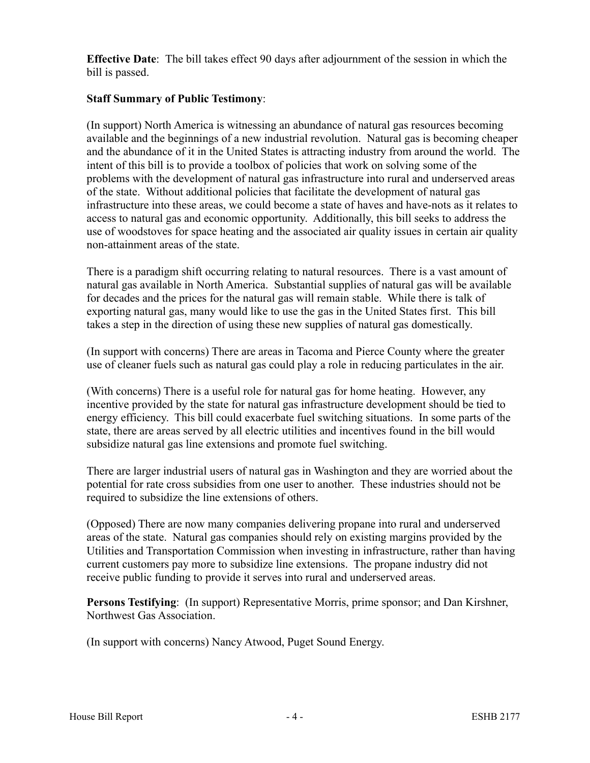**Effective Date**: The bill takes effect 90 days after adjournment of the session in which the bill is passed.

**Staff Summary of Public Testimony**:

(In support) North America is witnessing an abundance of natural gas resources becoming available and the beginnings of a new industrial revolution. Natural gas is becoming cheaper and the abundance of it in the United States is attracting industry from around the world. The intent of this bill is to provide a toolbox of policies that work on solving some of the problems with the development of natural gas infrastructure into rural and underserved areas of the state. Without additional policies that facilitate the development of natural gas infrastructure into these areas, we could become a state of haves and have-nots as it relates to access to natural gas and economic opportunity. Additionally, this bill seeks to address the use of woodstoves for space heating and the associated air quality issues in certain air quality non-attainment areas of the state.

There is a paradigm shift occurring relating to natural resources. There is a vast amount of natural gas available in North America. Substantial supplies of natural gas will be available for decades and the prices for the natural gas will remain stable. While there is talk of exporting natural gas, many would like to use the gas in the United States first. This bill takes a step in the direction of using these new supplies of natural gas domestically.

(In support with concerns) There are areas in Tacoma and Pierce County where the greater use of cleaner fuels such as natural gas could play a role in reducing particulates in the air.

(With concerns) There is a useful role for natural gas for home heating. However, any incentive provided by the state for natural gas infrastructure development should be tied to energy efficiency. This bill could exacerbate fuel switching situations. In some parts of the state, there are areas served by all electric utilities and incentives found in the bill would subsidize natural gas line extensions and promote fuel switching.

There are larger industrial users of natural gas in Washington and they are worried about the potential for rate cross subsidies from one user to another. These industries should not be required to subsidize the line extensions of others.

(Opposed) There are now many companies delivering propane into rural and underserved areas of the state. Natural gas companies should rely on existing margins provided by the Utilities and Transportation Commission when investing in infrastructure, rather than having current customers pay more to subsidize line extensions. The propane industry did not receive public funding to provide it serves into rural and underserved areas.

**Persons Testifying**: (In support) Representative Morris, prime sponsor; and Dan Kirshner, Northwest Gas Association.

(In support with concerns) Nancy Atwood, Puget Sound Energy.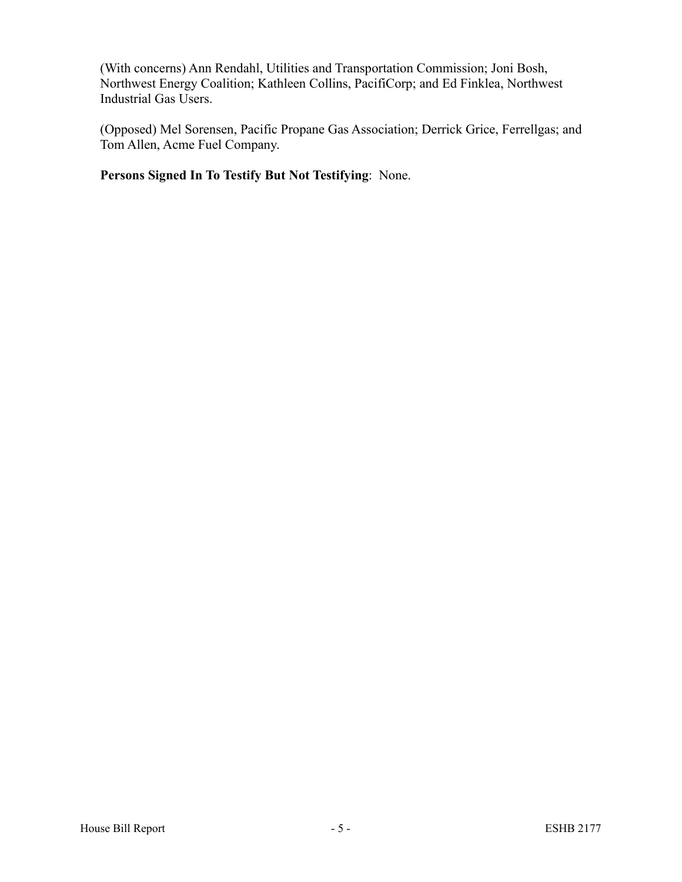(With concerns) Ann Rendahl, Utilities and Transportation Commission; Joni Bosh, Northwest Energy Coalition; Kathleen Collins, PacifiCorp; and Ed Finklea, Northwest Industrial Gas Users.

(Opposed) Mel Sorensen, Pacific Propane Gas Association; Derrick Grice, Ferrellgas; and Tom Allen, Acme Fuel Company.

**Persons Signed In To Testify But Not Testifying**: None.